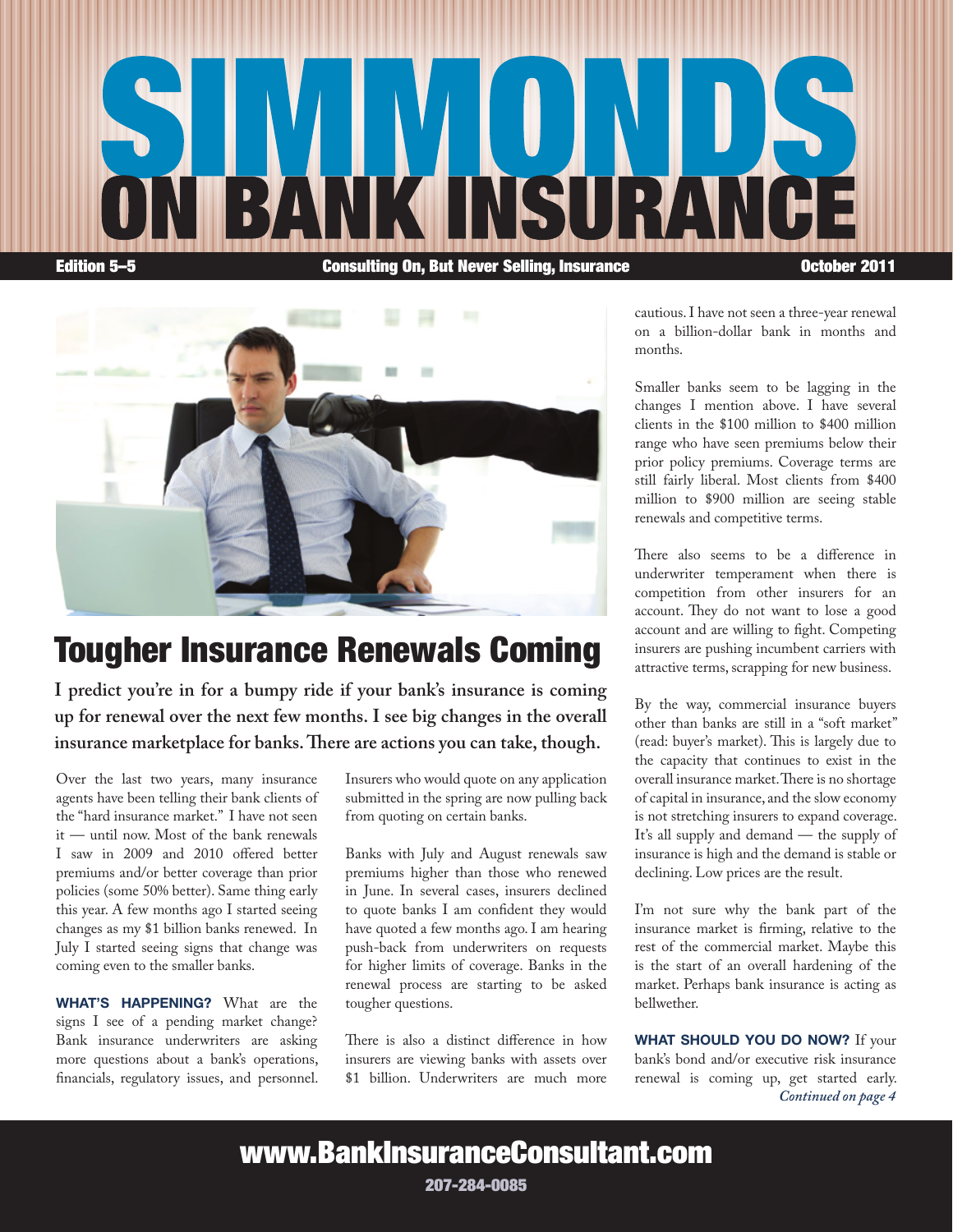# SIMMONDS ON BANK INSURANCE

**Edition 5–5** | **Consulting On, But Never Selling, Insurance** | **October 2011**

## Tougher Insurance Renewals Coming

**I predict you're in for a bumpy ride if your bank's insurance is coming up for renewal over the next few months. I see big changes in the overall insurance marketplace for banks. There are actions you can take, though.**

Over the last two years, many insurance agents have been telling their bank clients of the "hard insurance market." I have not seen it — until now. Most of the bank renewals I saw in 2009 and 2010 offered better premiums and/or better coverage than prior policies (some 50% better). Same thing early this year. A few months ago I started seeing changes as my $1 billion banks renewed. In July I started seeing signs that change was coming even to the smaller banks.

**WHAT'S HAPPENING?** What are the signs I see of a pending market change? Bank insurance underwriters are asking more questions about a bank's operations, financials, regulatory issues, and personnel. Insurers who would quote on any application submitted in the spring are now pulling back from quoting on certain banks.

Banks with July and August renewals saw premiums higher than those who renewed in June. In several cases, insurers declined to quote banks I am confident they would have quoted a few months ago. I am hearing push-back from underwriters on requests for higher limits of coverage. Banks in the renewal process are starting to be asked tougher questions.

There is also a distinct difference in how insurers are viewing banks with assets over $1 billion. Underwriters are much more cautious. I have not seen a three-year renewal on a billion-dollar bank in months and months.

Smaller banks seem to be lagging in the changes I mention above. I have several clients in the $100 million to $400 million range who have seen premiums below their prior policy premiums. Coverage terms are still fairly liberal. Most clients from $400 million to $900 million are seeing stable renewals and competitive terms.

There also seems to be a difference in underwriter temperament when there is competition from other insurers for an account. They do not want to lose a good account and are willing to fight. Competing insurers are pushing incumbent carriers with attractive terms, scrapping for new business.

By the way, commercial insurance buyers other than banks are still in a "soft market" (read: buyer's market). This is largely due to the capacity that continues to exist in the overall insurance market. There is no shortage of capital in insurance, and the slow economy is not stretching insurers to expand coverage. It's all supply and demand — the supply of insurance is high and the demand is stable or declining. Low prices are the result.

I'm not sure why the bank part of the insurance market is firming, relative to the rest of the commercial market. Maybe this is the start of an overall hardening of the market. Perhaps bank insurance is acting as bellwether.

**WHAT SHOULD YOU DO NOW?** If your bank's bond and/or executive risk insurance renewal is coming up, get started early.

*Continued on page 4*

**www.BankInsuranceConsultant.com**

**207-284-0085**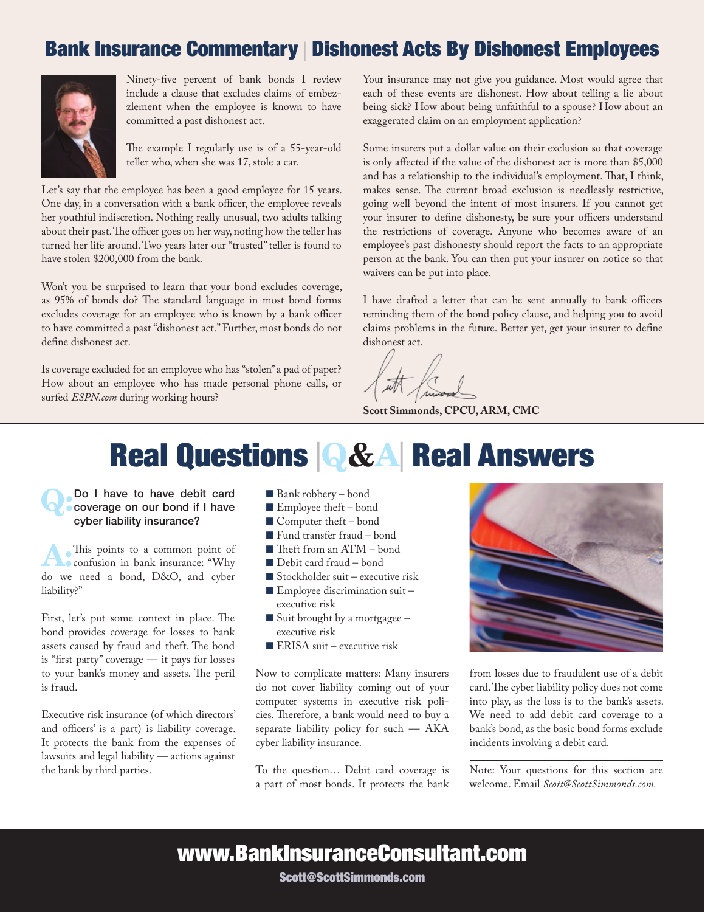## Bank Insurance Commentary | Dishonest Acts By Dishonest Employees

Ninety-five percent of bank bonds I review include a clause that excludes claims of embezzlement when the employee is known to have committed a past dishonest act.

The example I regularly use is of a 55-year-old teller who, when she was 17, stole a car.

Let's say that the employee has been a good employee for 15 years. One day, in a conversation with a bank officer, the employee reveals her youthful indiscretion. Nothing really unusual, two adults talking about their past. The officer goes on her way, noting how the teller has turned her life around. Two years later our "trusted" teller is found to have stolen $200,000 from the bank.

Won't you be surprised to learn that your bond excludes coverage, as 95% of bonds do? The standard language in most bond forms excludes coverage for an employee who is known by a bank officer to have committed a past "dishonest act." Further, most bonds do not define dishonest act.

Is coverage excluded for an employee who has "stolen" a pad of paper? How about an employee who has made personal phone calls, or surfed *ESPN.com* during working hours?

Your insurance may not give you guidance. Most would agree that each of these events are dishonest. How about telling a lie about being sick? How about being unfaithful to a spouse? How about an exaggerated claim on an employment application?

Some insurers put a dollar value on their exclusion so that coverage is only affected if the value of the dishonest act is more than $5,000 and has a relationship to the individual's employment. That, I think, makes sense. The current broad exclusion is needlessly restrictive, going well beyond the intent of most insurers. If you cannot get your insurer to define dishonesty, be sure your officers understand the restrictions of coverage. Anyone who becomes aware of an employee's past dishonesty should report the facts to an appropriate person at the bank. You can then put your insurer on notice so that waivers can be put into place.

I have drafted a letter that can be sent annually to bank officers reminding them of the bond policy clause, and helping you to avoid claims problems in the future. Better yet, get your insurer to define dishonest act.

**Scott Simmonds, CPCU, ARM, CMC**

# Real Questions | Q&A | Real Answers

**Q: Do I have to have debit card coverage on our bond if I have cyber liability insurance?**

**A:** This points to a common point of confusion in bank insurance: "Why do we need a bond, D&O, and cyber liability?"

First, let's put some context in place. The bond provides coverage for losses to bank assets caused by fraud and theft. The bond is "first party" coverage — it pays for losses to your bank's money and assets. The peril is fraud.

Executive risk insurance (of which directors' and officers' is a part) is liability coverage. It protects the bank from the expenses of lawsuits and legal liability — actions against the bank by third parties.

- Bank robbery – bond
- Employee theft – bond
- Computer theft – bond
- Fund transfer fraud – bond
- Theft from an ATM – bond
- Debit card fraud – bond
- Stockholder suit – executive risk
- Employee discrimination suit – executive risk
- Suit brought by a mortgagee – executive risk
- ERISA suit – executive risk

Now to complicate matters: Many insurers do not cover liability coming out of your computer systems in executive risk policies. Therefore, a bank would need to buy a separate liability policy for such — AKA cyber liability insurance.

To the question… Debit card coverage is a part of most bonds. It protects the bank from losses due to fraudulent use of a debit card. The cyber liability policy does not come into play, as the loss is to the bank's assets. We need to add debit card coverage to a bank's bond, as the basic bond forms exclude incidents involving a debit card.

Note: Your questions for this section are welcome. Email *Scott@ScottSimmonds.com.*

**www.BankInsuranceConsultant.com**

Scott@ScottSimmonds.com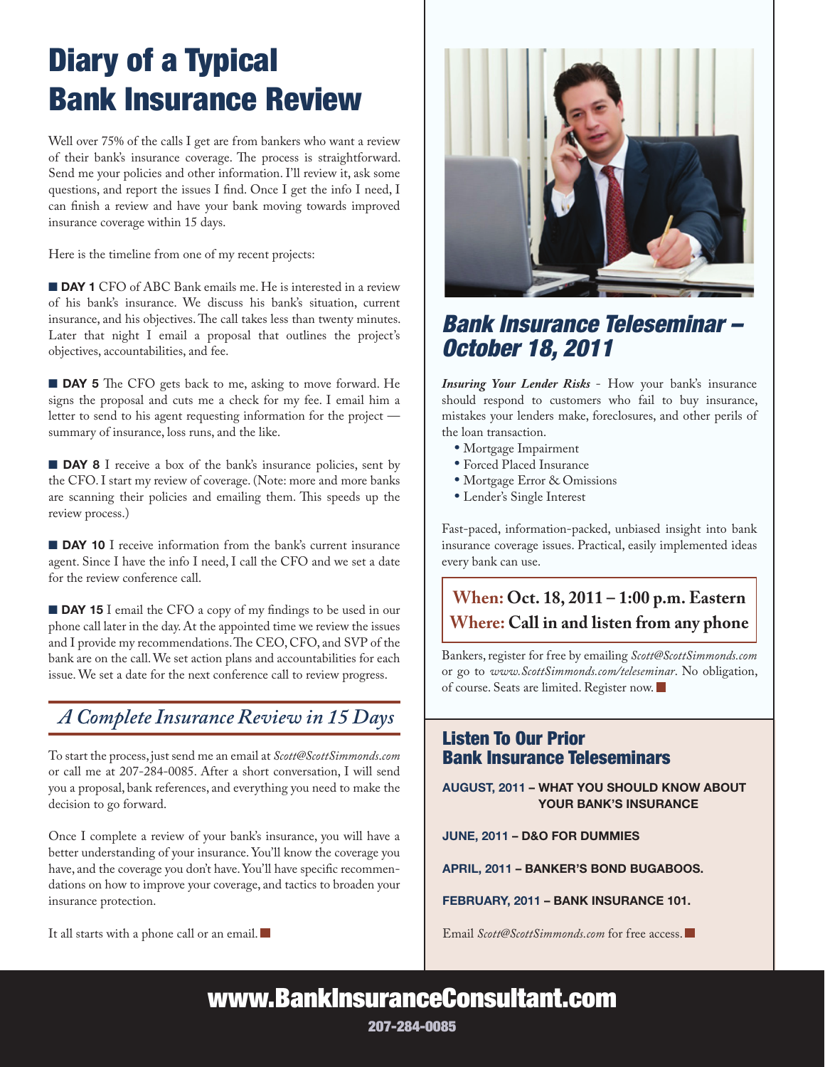# Diary of a Typical Bank Insurance Review

Well over 75% of the calls I get are from bankers who want a review of their bank's insurance coverage. The process is straightforward. Send me your policies and other information. I'll review it, ask some questions, and report the issues I find. Once I get the info I need, I can finish a review and have your bank moving towards improved insurance coverage within 15 days.

Here is the timeline from one of my recent projects:

■ **DAY 1** CFO of ABC Bank emails me. He is interested in a review of his bank's insurance. We discuss his bank's situation, current insurance, and his objectives. The call takes less than twenty minutes. Later that night I email a proposal that outlines the project's objectives, accountabilities, and fee.

■ **DAY 5** The CFO gets back to me, asking to move forward. He signs the proposal and cuts me a check for my fee. I email him a letter to send to his agent requesting information for the project — summary of insurance, loss runs, and the like.

■ **DAY 8** I receive a box of the bank's insurance policies, sent by the CFO. I start my review of coverage. (Note: more and more banks are scanning their policies and emailing them. This speeds up the review process.)

■ **DAY 10** I receive information from the bank's current insurance agent. Since I have the info I need, I call the CFO and we set a date for the review conference call.

■ **DAY 15** I email the CFO a copy of my findings to be used in our phone call later in the day. At the appointed time we review the issues and I provide my recommendations. The CEO, CFO, and SVP of the bank are on the call. We set action plans and accountabilities for each issue. We set a date for the next conference call to review progress.

## *A Complete Insurance Review in 15 Days*

To start the process, just send me an email at *Scott@ScottSimmonds.com* or call me at 207-284-0085. After a short conversation, I will send you a proposal, bank references, and everything you need to make the decision to go forward.

Once I complete a review of your bank's insurance, you will have a better understanding of your insurance. You'll know the coverage you have, and the coverage you don't have. You'll have specific recommendations on how to improve your coverage, and tactics to broaden your insurance protection.

It all starts with a phone call or an email. ■

## *Bank Insurance Teleseminar – October 18, 2011*

***Insuring Your Lender Risks*** - How your bank's insurance should respond to customers who fail to buy insurance, mistakes your lenders make, foreclosures, and other perils of the loan transaction.

- Mortgage Impairment
- Forced Placed Insurance
- Mortgage Error & Omissions
- Lender's Single Interest

Fast-paced, information-packed, unbiased insight into bank insurance coverage issues. Practical, easily implemented ideas every bank can use.

**When: Oct. 18, 2011 – 1:00 p.m. Eastern**
**Where: Call in and listen from any phone**

Bankers, register for free by emailing *Scott@ScottSimmonds.com* or go to *www.ScottSimmonds.com/teleseminar*. No obligation, of course. Seats are limited. Register now. ■

## Listen To Our Prior Bank Insurance Teleseminars

**AUGUST, 2011 – WHAT YOU SHOULD KNOW ABOUT YOUR BANK'S INSURANCE**

**JUNE, 2011 – D&O FOR DUMMIES**

**APRIL, 2011 – BANKER'S BOND BUGABOOS.**

**FEBRUARY, 2011 – BANK INSURANCE 101.**

Email *Scott@ScottSimmonds.com* for free access. ■

**www.BankInsuranceConsultant.com**
**207-284-0085**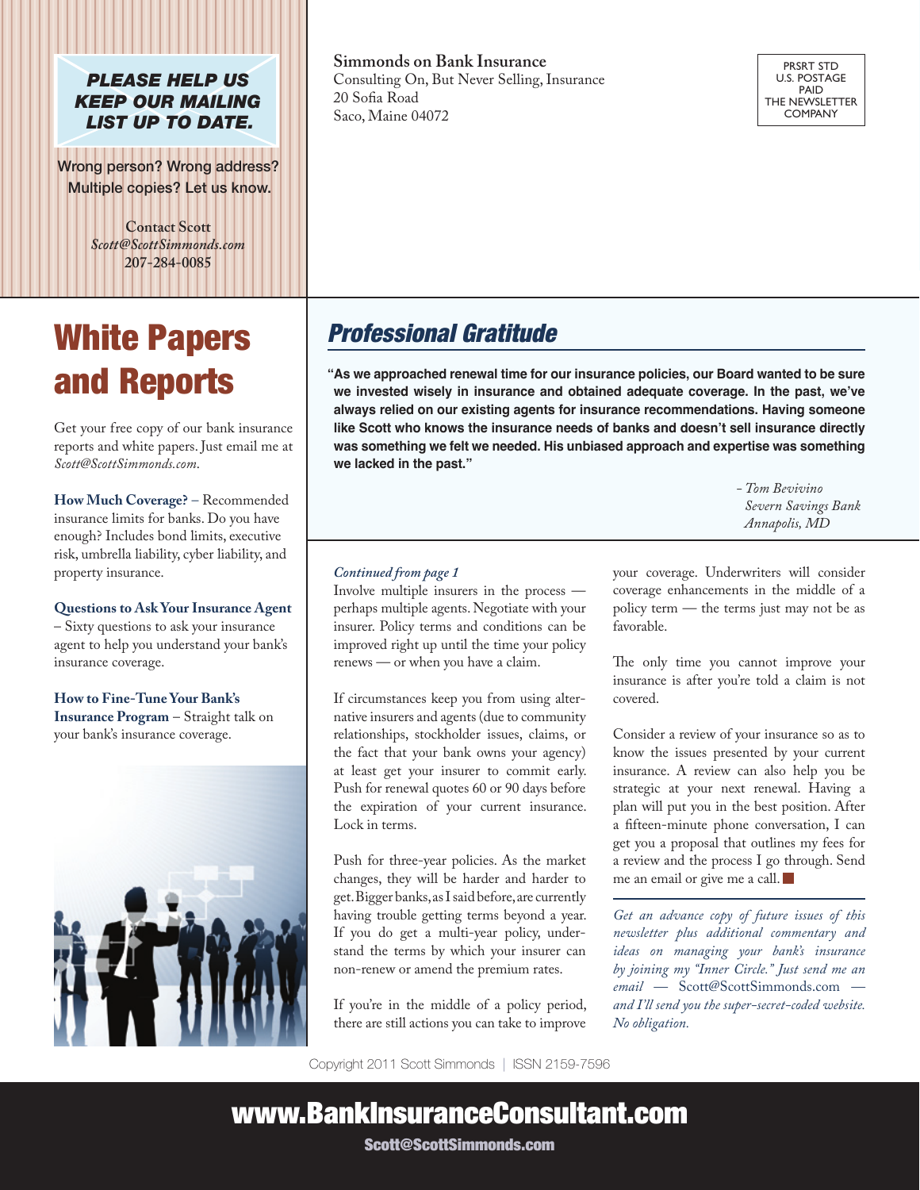**PLEASE HELP US KEEP OUR MAILING LIST UP TO DATE.**

Wrong person? Wrong address? Multiple copies? Let us know.

Contact Scott
*Scott@ScottSimmonds.com*
207-284-0085

**Simmonds on Bank Insurance**
Consulting On, But Never Selling, Insurance
20 Sofia Road
Saco, Maine 04072

PRSRT STD
U.S. POSTAGE
PAID
THE NEWSLETTER COMPANY

# White Papers and Reports

Get your free copy of our bank insurance reports and white papers. Just email me at *Scott@ScottSimmonds.com*.

**How Much Coverage?** – Recommended insurance limits for banks. Do you have enough? Includes bond limits, executive risk, umbrella liability, cyber liability, and property insurance.

**Questions to Ask Your Insurance Agent** – Sixty questions to ask your insurance agent to help you understand your bank's insurance coverage.

**How to Fine-Tune Your Bank's Insurance Program** – Straight talk on your bank's insurance coverage.

## *Professional Gratitude*

**"As we approached renewal time for our insurance policies, our Board wanted to be sure we invested wisely in insurance and obtained adequate coverage. In the past, we've always relied on our existing agents for insurance recommendations. Having someone like Scott who knows the insurance needs of banks and doesn't sell insurance directly was something we felt we needed. His unbiased approach and expertise was something we lacked in the past."**

*- Tom Bevivino*
*Severn Savings Bank*
*Annapolis, MD*

***Continued from page 1***

Involve multiple insurers in the process — perhaps multiple agents. Negotiate with your insurer. Policy terms and conditions can be improved right up until the time your policy renews — or when you have a claim.

If circumstances keep you from using alternative insurers and agents (due to community relationships, stockholder issues, claims, or the fact that your bank owns your agency) at least get your insurer to commit early. Push for renewal quotes 60 or 90 days before the expiration of your current insurance. Lock in terms.

Push for three-year policies. As the market changes, they will be harder and harder to get. Bigger banks, as I said before, are currently having trouble getting terms beyond a year. If you do get a multi-year policy, understand the terms by which your insurer can non-renew or amend the premium rates.

If you're in the middle of a policy period, there are still actions you can take to improve your coverage. Underwriters will consider coverage enhancements in the middle of a policy term — the terms just may not be as favorable.

The only time you cannot improve your insurance is after you're told a claim is not covered.

Consider a review of your insurance so as to know the issues presented by your current insurance. A review can also help you be strategic at your next renewal. Having a plan will put you in the best position. After a fifteen-minute phone conversation, I can get you a proposal that outlines my fees for a review and the process I go through. Send me an email or give me a call. ■

*Get an advance copy of future issues of this newsletter plus additional commentary and ideas on managing your bank's insurance by joining my "Inner Circle." Just send me an email —* Scott@ScottSimmonds.com *— and I'll send you the super-secret-coded website. No obligation.*

Copyright 2011 Scott Simmonds | ISSN 2159-7596

**www.BankInsuranceConsultant.com**
**Scott@ScottSimmonds.com**